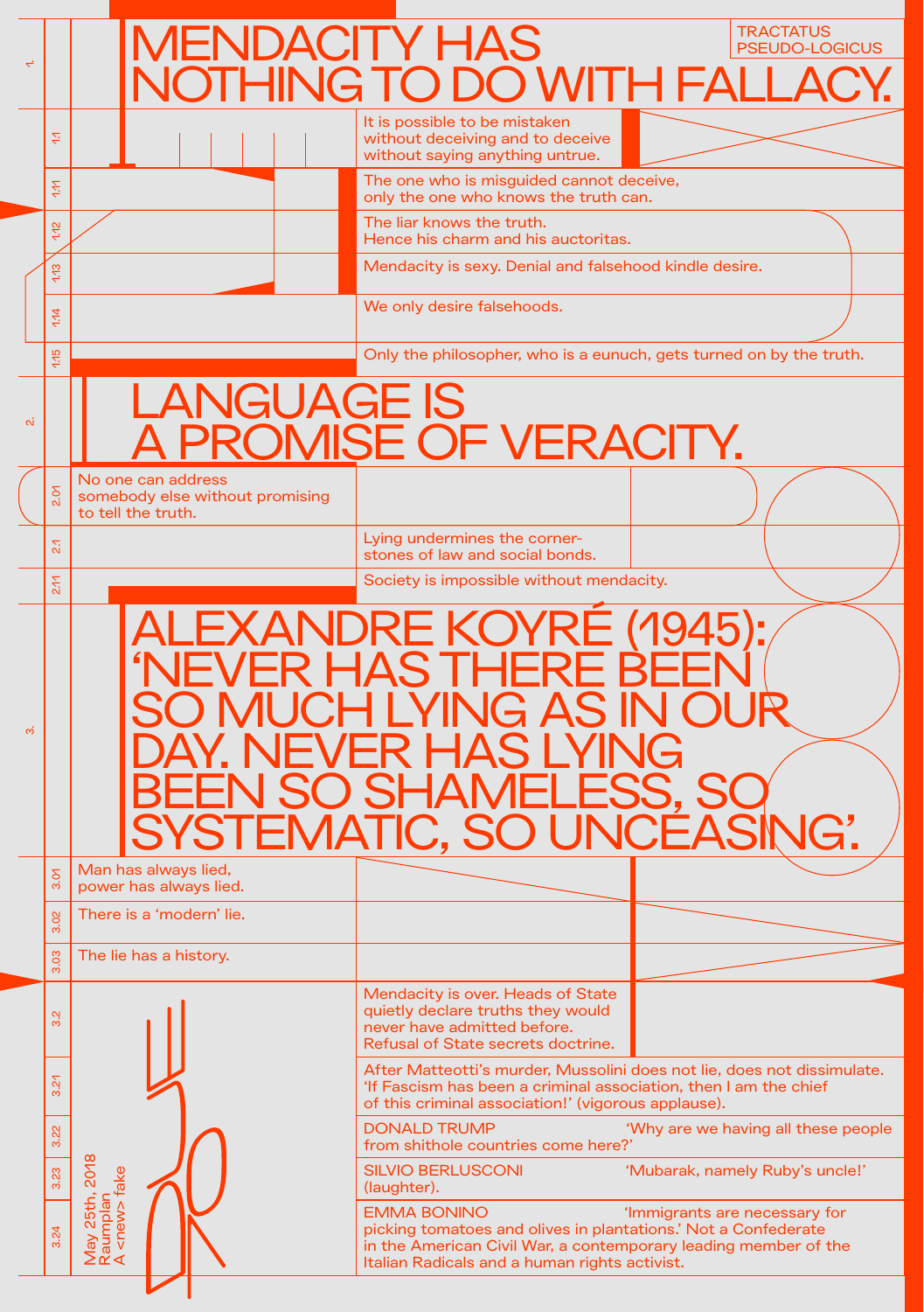TRACTATUS PSEUDO-LOGICUS

# 1. MENDACITY HAS NOTHING TO DO WITH FALLACY.

1.1 It is possible to be mistaken without deceiving and to deceive without saying anything untrue.

1.11 The one who is misguided cannot deceive, only the one who knows the truth can.

1.12 The liar knows the truth. Hence his charm and his auctoritas.

1.13 Mendacity is sexy. Denial and falsehood kindle desire.

1.14 We only desire falsehoods.

1.15 Only the philosopher, who is a eunuch, gets turned on by the truth.

# 2. LANGUAGE IS A PROMISE OF VERACITY.

2.01 No one can address somebody else without promising to tell the truth.

2.1 Lying undermines the corner-stones of law and social bonds.

2.11 Society is impossible without mendacity.

# 3. ALEXANDRE KOYRÉ (1945): 'NEVER HAS THERE BEEN SO MUCH LYING AS IN OUR DAY. NEVER HAS LYING BEEN SO SHAMELESS, SO SYSTEMATIC, SO UNCEASING'.

3.01 Man has always lied, power has always lied.

3.02 There is a 'modern' lie.

3.03 The lie has a history.

3.2 Mendacity is over. Heads of State quietly declare truths they would never have admitted before. Refusal of State secrets doctrine.

3.21 After Matteotti's murder, Mussolini does not lie, does not dissimulate. 'If Fascism has been a criminal association, then I am the chief of this criminal association!' (vigorous applause).

3.22 DONALD TRUMP 'Why are we having all these people from shithole countries come here?'

3.23 SILVIO BERLUSCONI 'Mubarak, namely Ruby's uncle!' (laughter).

3.24 EMMA BONINO 'Immigrants are necessary for picking tomatoes and olives in plantations.' Not a Confederate in the American Civil War, a contemporary leading member of the Italian Radicals and a human rights activist.

May 25th, 2018
Raumplan
A <new> fake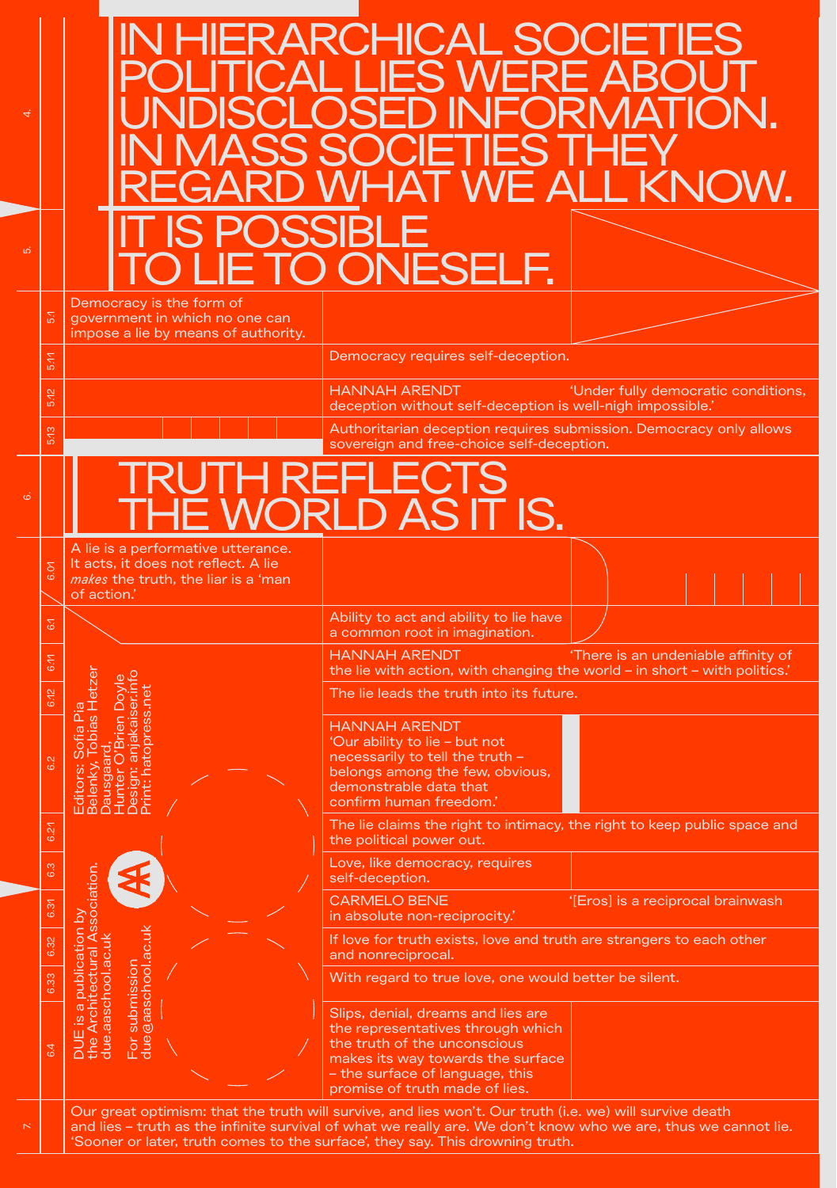4\.

# IN HIERARCHICAL SOCIETIES POLITICAL LIES WERE ABOUT UNDISCLOSED INFORMATION. IN MASS SOCIETIES THEY REGARD WHAT WE ALL KNOW.

5\.

# IT IS POSSIBLE TO LIE TO ONESELF.

5.1 Democracy is the form of government in which no one can impose a lie by means of authority.

5.11 Democracy requires self-deception.

5.12 HANNAH ARENDT 'Under fully democratic conditions, deception without self-deception is well-nigh impossible.'

5.13 Authoritarian deception requires submission. Democracy only allows sovereign and free-choice self-deception.

6\.

# TRUTH REFLECTS THE WORLD AS IT IS.

6.01 A lie is a performative utterance. It acts, it does not reflect. A lie *makes* the truth, the liar is a 'man of action.'

6.1 Ability to act and ability to lie have a common root in imagination.

6.11 HANNAH ARENDT 'There is an undeniable affinity of the lie with action, with changing the world – in short – with politics.'

6.12 The lie leads the truth into its future.

6.2 HANNAH ARENDT 'Our ability to lie – but not necessarily to tell the truth – belongs among the few, obvious, demonstrable data that confirm human freedom.'

6.21 The lie claims the right to intimacy, the right to keep public space and the political power out.

6.3 Love, like democracy, requires self-deception.

6.31 CARMELO BENE '[Eros] is a reciprocal brainwash in absolute non-reciprocity.'

6.32 If love for truth exists, love and truth are strangers to each other and nonreciprocal.

6.33 With regard to true love, one would better be silent.

6.4 Slips, denial, dreams and lies are the representatives through which the truth of the unconscious makes its way towards the surface – the surface of language, this promise of truth made of lies.

7\. Our great optimism: that the truth will survive, and lies won't. Our truth (i.e. we) will survive death and lies – truth as the infinite survival of what we really are. We don't know who we are, thus we cannot lie. 'Sooner or later, truth comes to the surface', they say. This drowning truth.

Editors: Sofia Pia Belenky, Tobias Hetzer Dausgaard, Hunter O'Brien Doyle
Design: anjakaiser.info
Print: hatopress.net

DUE is a publication by the Architectural Association.
due.aaschool.ac.uk

For submission
due@aaschool.ac.uk